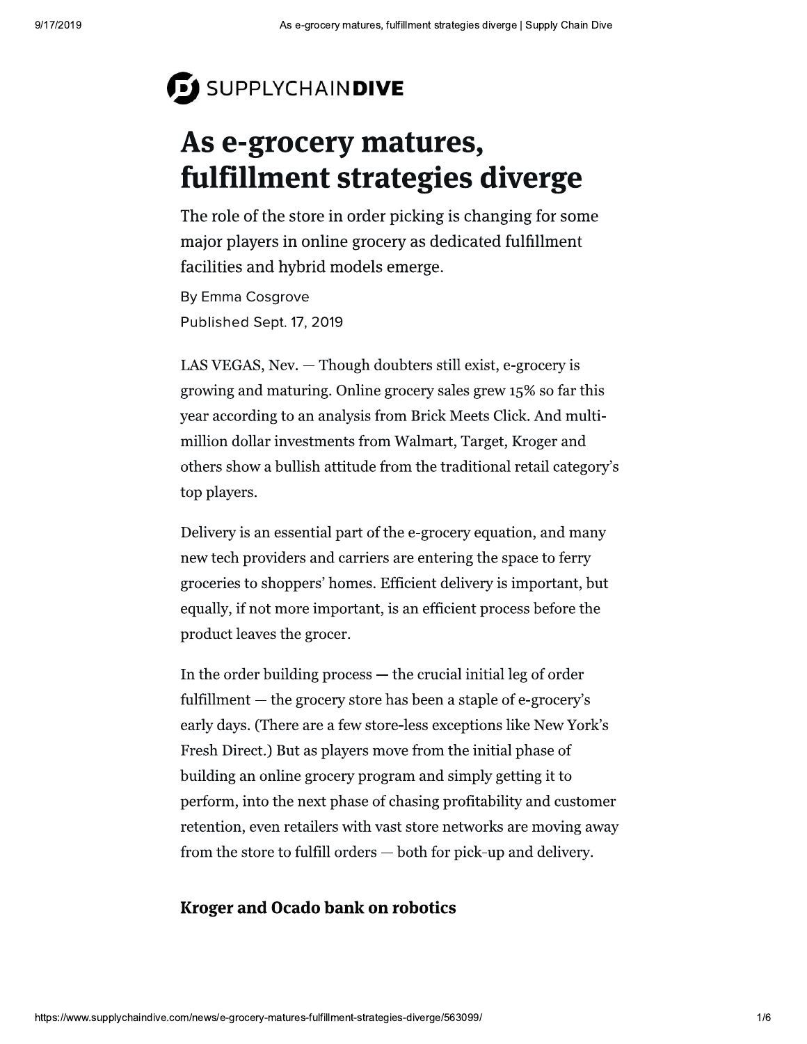SUPPLYCHAIN**DIVE**

# As e-grocery matures, fulfillment strategies diverge

The role of the store in order picking is changing for some major players in online grocery as dedicated fulfillment facilities and hybrid models emerge.

By Emma Cosgrove

Published Sept. 17, 2019

LAS VEGAS, Nev. — Though doubters still exist, e-grocery is growing and maturing. Online grocery sales grew 15% so far this year according to an analysis from Brick Meets Click. And multi-million dollar investments from Walmart, Target, Kroger and others show a bullish attitude from the traditional retail category's top players.

Delivery is an essential part of the e-grocery equation, and many new tech providers and carriers are entering the space to ferry groceries to shoppers' homes. Efficient delivery is important, but equally, if not more important, is an efficient process before the product leaves the grocer.

In the order building process — the crucial initial leg of order fulfillment — the grocery store has been a staple of e-grocery's early days. (There are a few store-less exceptions like New York's Fresh Direct.) But as players move from the initial phase of building an online grocery program and simply getting it to perform, into the next phase of chasing profitability and customer retention, even retailers with vast store networks are moving away from the store to fulfill orders — both for pick-up and delivery.

## Kroger and Ocado bank on robotics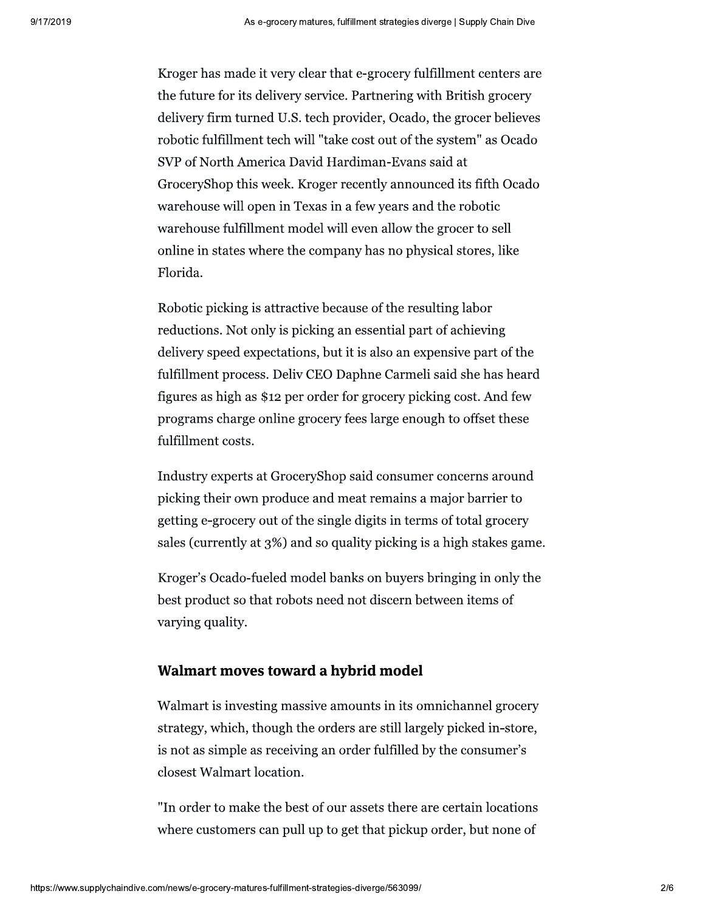Kroger has made it very clear that e-grocery fulfillment centers are the future for its delivery service. Partnering with British grocery delivery firm turned U.S. tech provider, Ocado, the grocer believes robotic fulfillment tech will "take cost out of the system" as Ocado SVP of North America David Hardiman-Evans said at GroceryShop this week. Kroger recently announced its fifth Ocado warehouse will open in Texas in a few years and the robotic warehouse fulfillment model will even allow the grocer to sell online in states where the company has no physical stores, like Florida.

Robotic picking is attractive because of the resulting labor reductions. Not only is picking an essential part of achieving delivery speed expectations, but it is also an expensive part of the fulfillment process. Deliv CEO Daphne Carmeli said she has heard figures as high as $12 per order for grocery picking cost. And few programs charge online grocery fees large enough to offset these fulfillment costs.

Industry experts at GroceryShop said consumer concerns around picking their own produce and meat remains a major barrier to getting e-grocery out of the single digits in terms of total grocery sales (currently at 3%) and so quality picking is a high stakes game.

Kroger's Ocado-fueled model banks on buyers bringing in only the best product so that robots need not discern between items of varying quality.

## Walmart moves toward a hybrid model

Walmart is investing massive amounts in its omnichannel grocery strategy, which, though the orders are still largely picked in-store, is not as simple as receiving an order fulfilled by the consumer's closest Walmart location.

"In order to make the best of our assets there are certain locations where customers can pull up to get that pickup order, but none of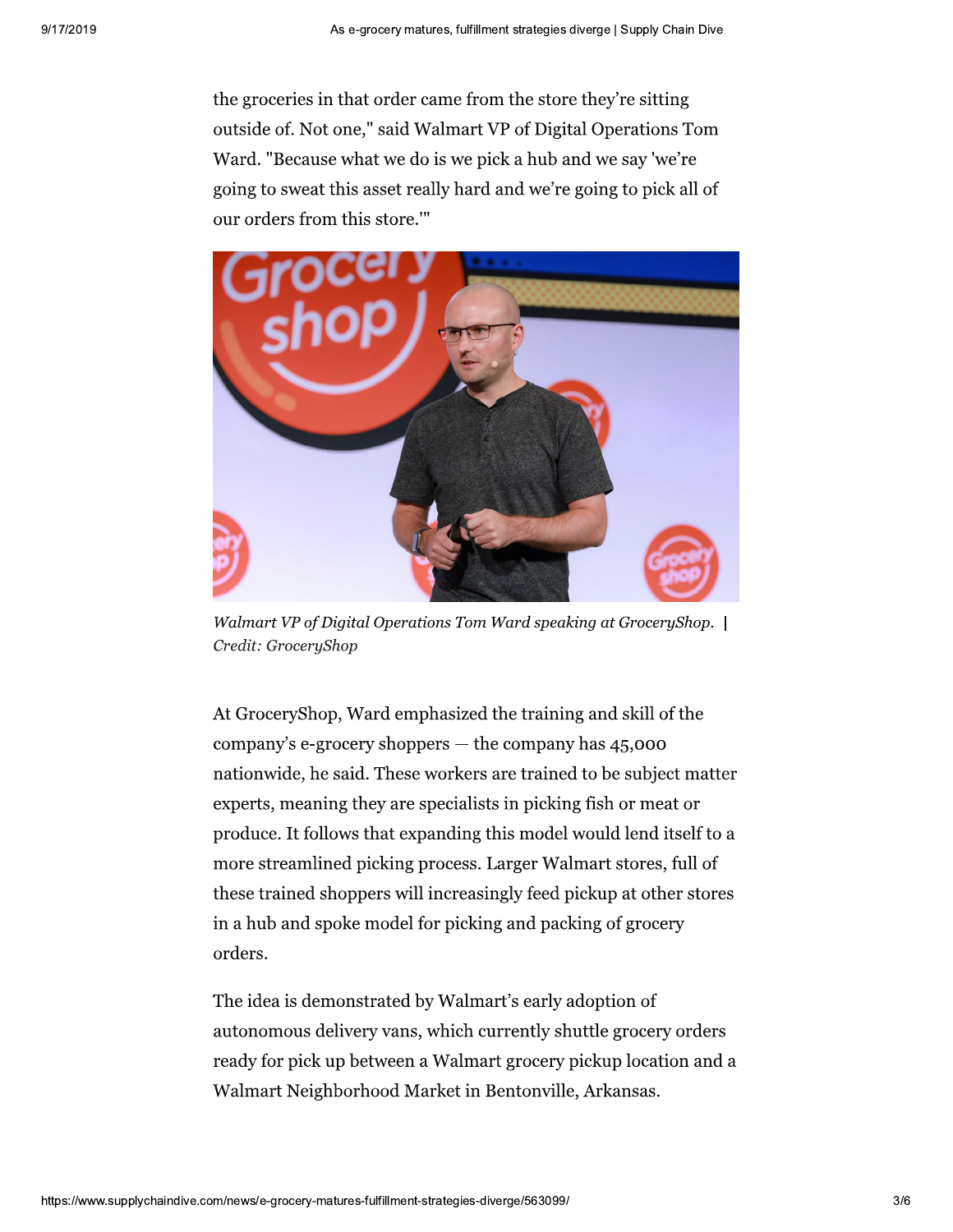the groceries in that order came from the store they're sitting outside of. Not one," said Walmart VP of Digital Operations Tom Ward. "Because what we do is we pick a hub and we say 'we're going to sweat this asset really hard and we're going to pick all of our orders from this store.'"

*Walmart VP of Digital Operations Tom Ward speaking at GroceryShop.* | *Credit: GroceryShop*

At GroceryShop, Ward emphasized the training and skill of the company's e-grocery shoppers — the company has 45,000 nationwide, he said. These workers are trained to be subject matter experts, meaning they are specialists in picking fish or meat or produce. It follows that expanding this model would lend itself to a more streamlined picking process. Larger Walmart stores, full of these trained shoppers will increasingly feed pickup at other stores in a hub and spoke model for picking and packing of grocery orders.

The idea is demonstrated by Walmart's early adoption of autonomous delivery vans, which currently shuttle grocery orders ready for pick up between a Walmart grocery pickup location and a Walmart Neighborhood Market in Bentonville, Arkansas.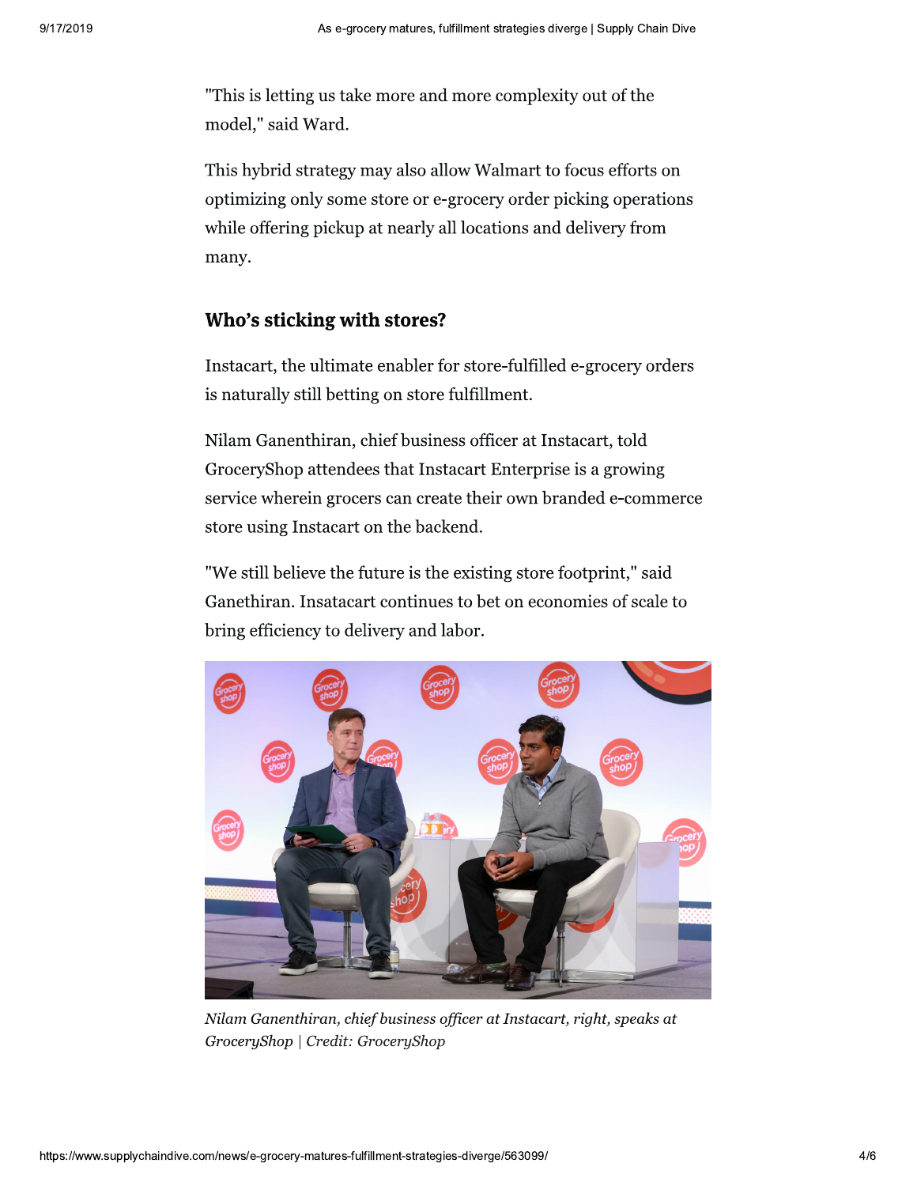"This is letting us take more and more complexity out of the model," said Ward.

This hybrid strategy may also allow Walmart to focus efforts on optimizing only some store or e-grocery order picking operations while offering pickup at nearly all locations and delivery from many.

### Who's sticking with stores?

Instacart, the ultimate enabler for store-fulfilled e-grocery orders is naturally still betting on store fulfillment.

Nilam Ganenthiran, chief business officer at Instacart, told GroceryShop attendees that Instacart Enterprise is a growing service wherein grocers can create their own branded e-commerce store using Instacart on the backend.

"We still believe the future is the existing store footprint," said Ganethiran. Insatacart continues to bet on economies of scale to bring efficiency to delivery and labor.

*Nilam Ganenthiran, chief business officer at Instacart, right, speaks at GroceryShop | Credit: GroceryShop*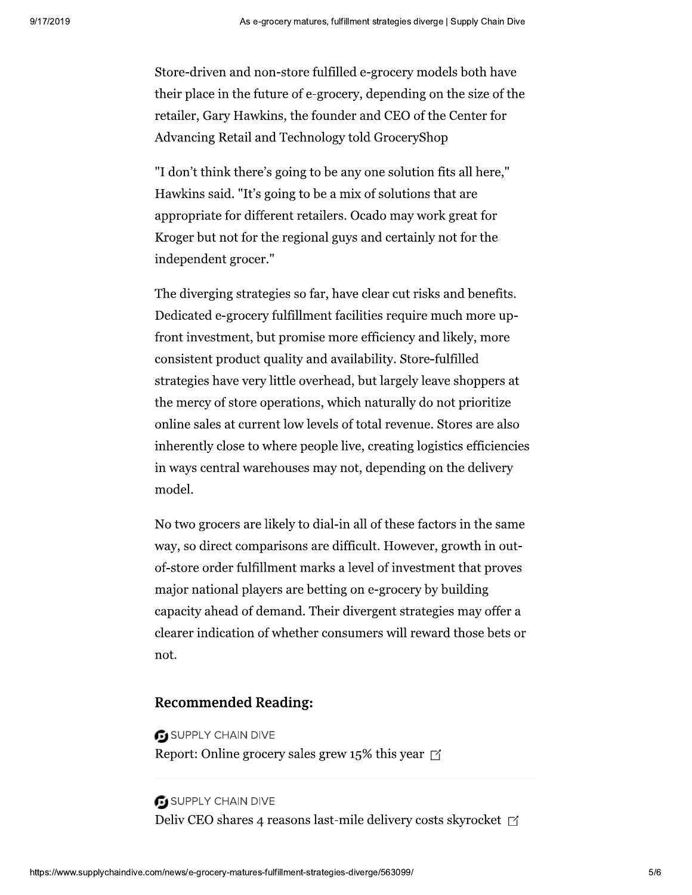Store-driven and non-store fulfilled e-grocery models both have their place in the future of e-grocery, depending on the size of the retailer, Gary Hawkins, the founder and CEO of the Center for Advancing Retail and Technology told GroceryShop

"I don't think there's going to be any one solution fits all here," Hawkins said. "It's going to be a mix of solutions that are appropriate for different retailers. Ocado may work great for Kroger but not for the regional guys and certainly not for the independent grocer."

The diverging strategies so far, have clear cut risks and benefits. Dedicated e-grocery fulfillment facilities require much more up-front investment, but promise more efficiency and likely, more consistent product quality and availability. Store-fulfilled strategies have very little overhead, but largely leave shoppers at the mercy of store operations, which naturally do not prioritize online sales at current low levels of total revenue. Stores are also inherently close to where people live, creating logistics efficiencies in ways central warehouses may not, depending on the delivery model.

No two grocers are likely to dial-in all of these factors in the same way, so direct comparisons are difficult. However, growth in out-of-store order fulfillment marks a level of investment that proves major national players are betting on e-grocery by building capacity ahead of demand. Their divergent strategies may offer a clearer indication of whether consumers will reward those bets or not.

### Recommended Reading:

SUPPLY CHAIN DIVE

Report: Online grocery sales grew 15% this year

SUPPLY CHAIN DIVE

Deliv CEO shares 4 reasons last-mile delivery costs skyrocket